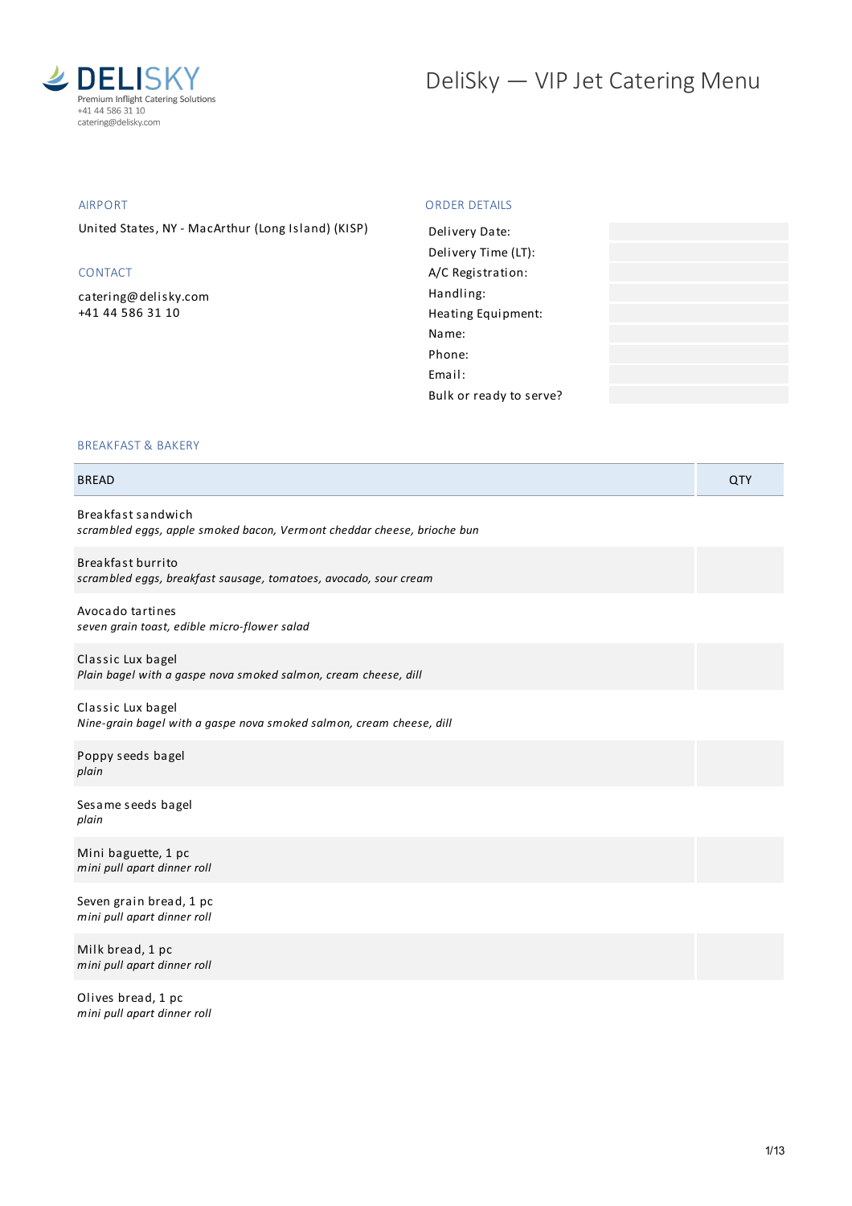DELISKY
Premium Inflight Catering Solutions
+41 44 586 31 10
catering@delisky.com

# DeliSky — VIP Jet Catering Menu

## AIRPORT

United States, NY - MacArthur (Long Island) (KISP)

## CONTACT

catering@delisky.com
+41 44 586 31 10

## ORDER DETAILS

| | |
|---|---|
| Delivery Date: | |
| Delivery Time (LT): | |
| A/C Registration: | |
| Handling: | |
| Heating Equipment: | |
| Name: | |
| Phone: | |
| Email: | |
| Bulk or ready to serve? | |

## BREAKFAST & BAKERY

| BREAD | QTY |
|---|---|
| Breakfast sandwich<br>*scrambled eggs, apple smoked bacon, Vermont cheddar cheese, brioche bun* | |
| Breakfast burrito<br>*scrambled eggs, breakfast sausage, tomatoes, avocado, sour cream* | |
| Avocado tartines<br>*seven grain toast, edible micro-flower salad* | |
| Classic Lux bagel<br>*Plain bagel with a gaspe nova smoked salmon, cream cheese, dill* | |
| Classic Lux bagel<br>*Nine-grain bagel with a gaspe nova smoked salmon, cream cheese, dill* | |
| Poppy seeds bagel<br>*plain* | |
| Sesame seeds bagel<br>*plain* | |
| Mini baguette, 1 pc<br>*mini pull apart dinner roll* | |
| Seven grain bread, 1 pc<br>*mini pull apart dinner roll* | |
| Milk bread, 1 pc<br>*mini pull apart dinner roll* | |
| Olives bread, 1 pc<br>*mini pull apart dinner roll* | |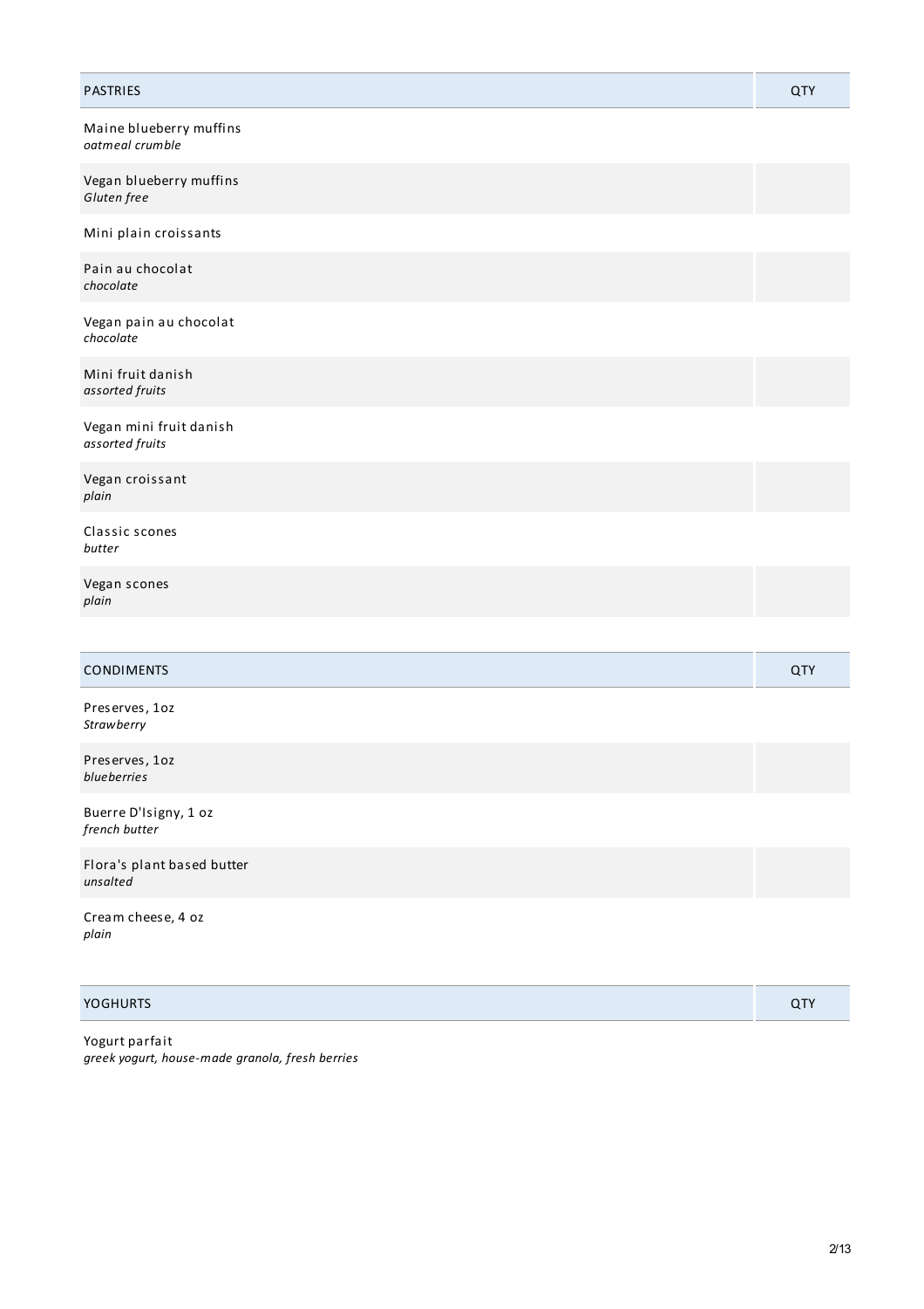| PASTRIES | QTY |
| --- | --- |
| Maine blueberry muffins<br>*oatmeal crumble* | |
| Vegan blueberry muffins<br>*Gluten free* | |
| Mini plain croissants | |
| Pain au chocolat<br>*chocolate* | |
| Vegan pain au chocolat<br>*chocolate* | |
| Mini fruit danish<br>*assorted fruits* | |
| Vegan mini fruit danish<br>*assorted fruits* | |
| Vegan croissant<br>*plain* | |
| Classic scones<br>*butter* | |
| Vegan scones<br>*plain* | |

| CONDIMENTS | QTY |
| --- | --- |
| Preserves, 1oz<br>*Strawberry* | |
| Preserves, 1oz<br>*blueberries* | |
| Buerre D'Isigny, 1 oz<br>*french butter* | |
| Flora's plant based butter<br>*unsalted* | |
| Cream cheese, 4 oz<br>*plain* | |

| YOGHURTS | QTY |
| --- | --- |
| Yogurt parfait<br>*greek yogurt, house-made granola, fresh berries* | |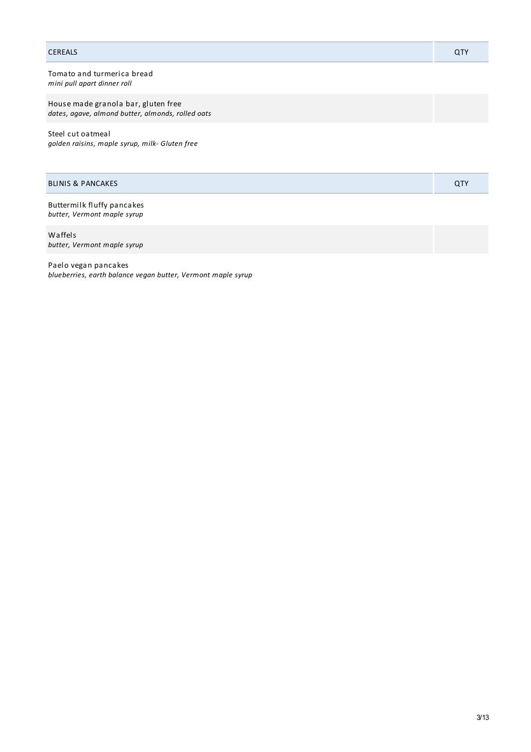| CEREALS | QTY |
| --- | --- |
| Tomato and turmerica bread<br>*mini pull apart dinner roll* | |
| House made granola bar, gluten free<br>*dates, agave, almond butter, almonds, rolled oats* | |
| Steel cut oatmeal<br>*golden raisins, maple syrup, milk- Gluten free* | |

| BLINIS & PANCAKES | QTY |
| --- | --- |
| Buttermilk fluffy pancakes<br>*butter, Vermont maple syrup* | |
| Waffels<br>*butter, Vermont maple syrup* | |
| Paelo vegan pancakes<br>*blueberries, earth balance vegan butter, Vermont maple syrup* | |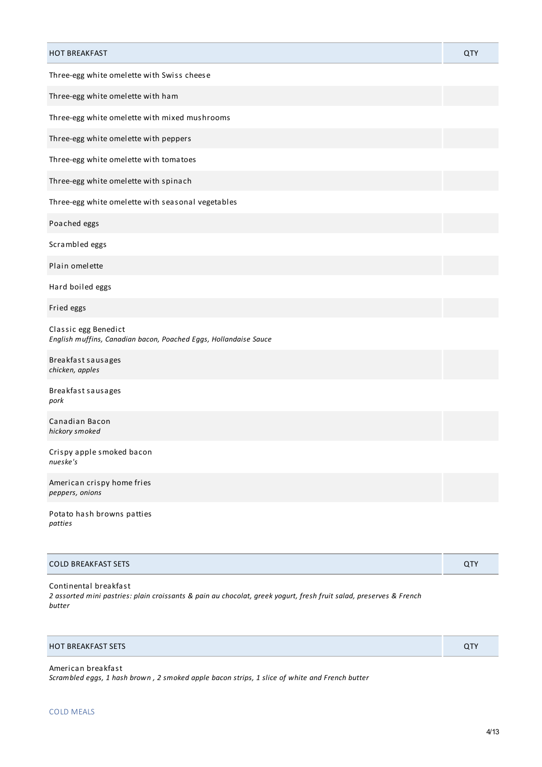| HOT BREAKFAST | QTY |
|---|---|
| Three-egg white omelette with Swiss cheese | |
| Three-egg white omelette with ham | |
| Three-egg white omelette with mixed mushrooms | |
| Three-egg white omelette with peppers | |
| Three-egg white omelette with tomatoes | |
| Three-egg white omelette with spinach | |
| Three-egg white omelette with seasonal vegetables | |
| Poached eggs | |
| Scrambled eggs | |
| Plain omelette | |
| Hard boiled eggs | |
| Fried eggs | |
| Classic egg Benedict<br>*English muffins, Canadian bacon, Poached Eggs, Hollandaise Sauce* | |
| Breakfast sausages<br>*chicken, apples* | |
| Breakfast sausages<br>*pork* | |
| Canadian Bacon<br>*hickory smoked* | |
| Crispy apple smoked bacon<br>*nueske's* | |
| American crispy home fries<br>*peppers, onions* | |
| Potato hash browns patties<br>*patties* | |

| COLD BREAKFAST SETS | QTY |
|---|---|
| Continental breakfast<br>*2 assorted mini pastries: plain croissants & pain au chocolat, greek yogurt, fresh fruit salad, preserves & French butter* | |

| HOT BREAKFAST SETS | QTY |
|---|---|
| American breakfast<br>*Scrambled eggs, 1 hash brown , 2 smoked apple bacon strips, 1 slice of white and French butter* | |

COLD MEALS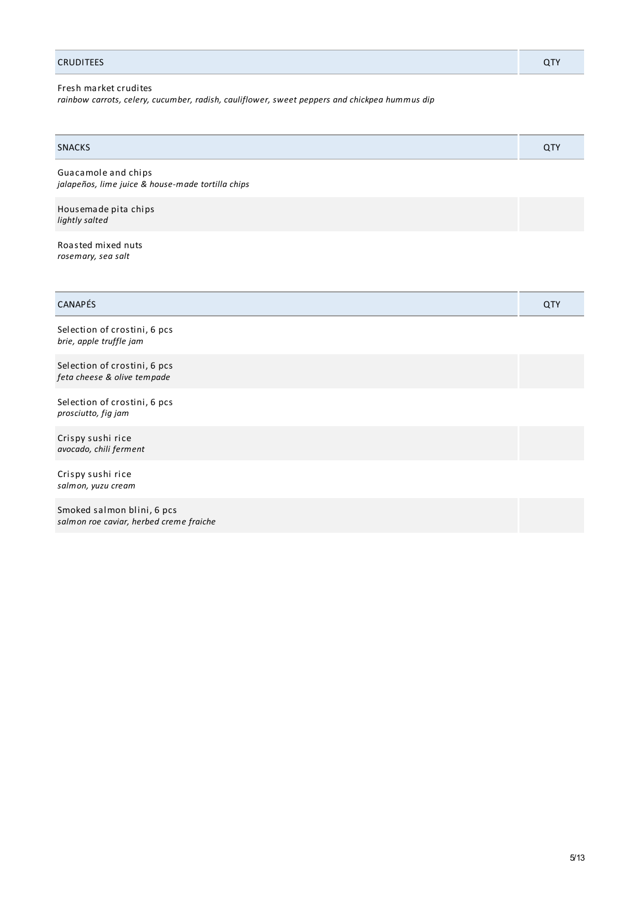| CRUDITEES | QTY |
| --- | --- |
| Fresh market crudites<br>*rainbow carrots, celery, cucumber, radish, cauliflower, sweet peppers and chickpea hummus dip* | |

| SNACKS | QTY |
| --- | --- |
| Guacamole and chips<br>*jalapeños, lime juice & house-made tortilla chips* | |
| Housemade pita chips<br>*lightly salted* | |
| Roasted mixed nuts<br>*rosemary, sea salt* | |

| CANAPÉS | QTY |
| --- | --- |
| Selection of crostini, 6 pcs<br>*brie, apple truffle jam* | |
| Selection of crostini, 6 pcs<br>*feta cheese & olive tempade* | |
| Selection of crostini, 6 pcs<br>*prosciutto, fig jam* | |
| Crispy sushi rice<br>*avocado, chili ferment* | |
| Crispy sushi rice<br>*salmon, yuzu cream* | |
| Smoked salmon blini, 6 pcs<br>*salmon roe caviar, herbed creme fraiche* | |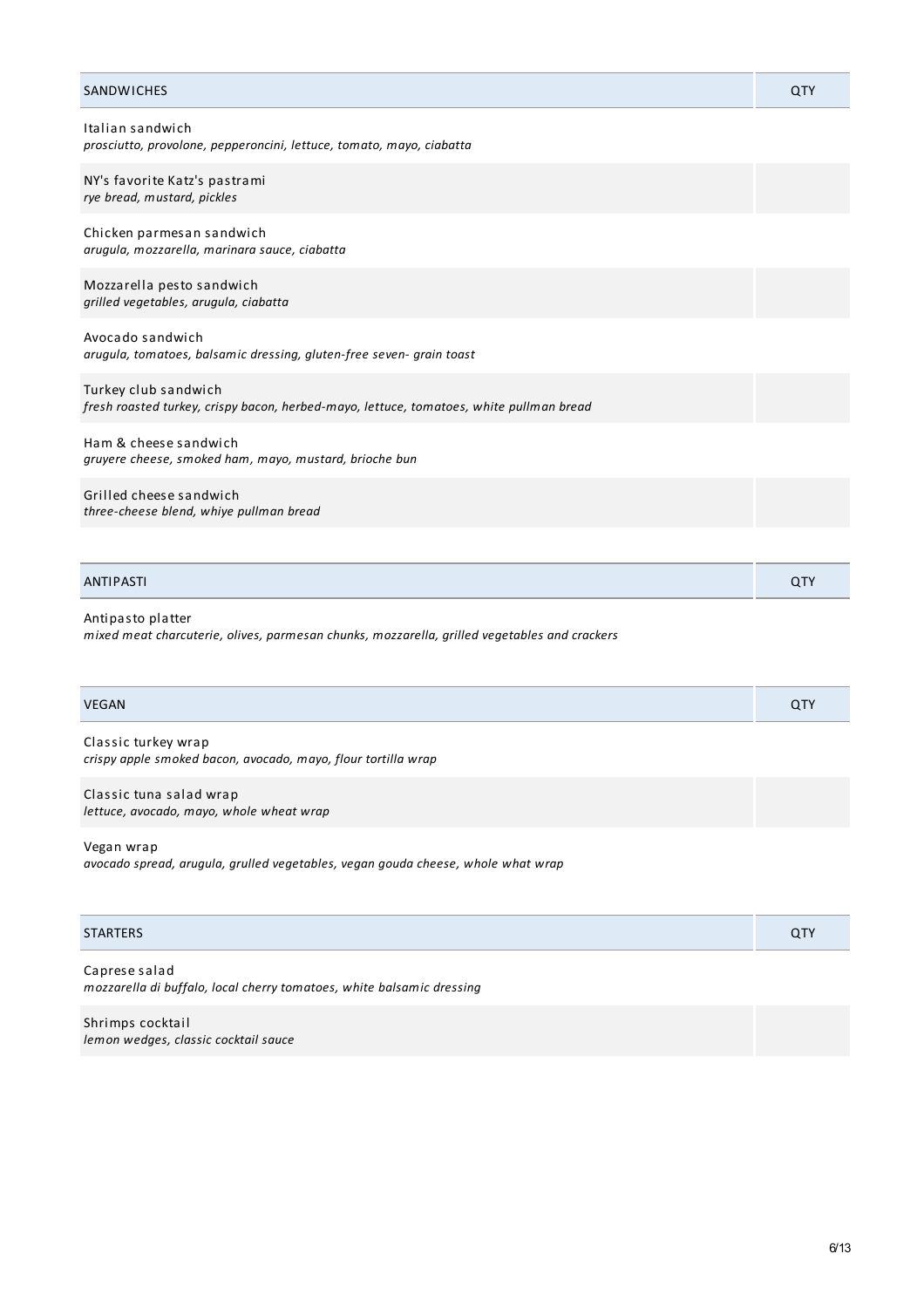| SANDWICHES | QTY |
|---|---|
| Italian sandwich<br>*prosciutto, provolone, pepperoncini, lettuce, tomato, mayo, ciabatta* | |
| NY's favorite Katz's pastrami<br>*rye bread, mustard, pickles* | |
| Chicken parmesan sandwich<br>*arugula, mozzarella, marinara sauce, ciabatta* | |
| Mozzarella pesto sandwich<br>*grilled vegetables, arugula, ciabatta* | |
| Avocado sandwich<br>*arugula, tomatoes, balsamic dressing, gluten-free seven- grain toast* | |
| Turkey club sandwich<br>*fresh roasted turkey, crispy bacon, herbed-mayo, lettuce, tomatoes, white pullman bread* | |
| Ham & cheese sandwich<br>*gruyere cheese, smoked ham, mayo, mustard, brioche bun* | |
| Grilled cheese sandwich<br>*three-cheese blend, whiye pullman bread* | |

| ANTIPASTI | QTY |
|---|---|
| Antipasto platter<br>*mixed meat charcuterie, olives, parmesan chunks, mozzarella, grilled vegetables and crackers* | |

| VEGAN | QTY |
|---|---|
| Classic turkey wrap<br>*crispy apple smoked bacon, avocado, mayo, flour tortilla wrap* | |
| Classic tuna salad wrap<br>*lettuce, avocado, mayo, whole wheat wrap* | |
| Vegan wrap<br>*avocado spread, arugula, grulled vegetables, vegan gouda cheese, whole what wrap* | |

| STARTERS | QTY |
|---|---|
| Caprese salad<br>*mozzarella di buffalo, local cherry tomatoes, white balsamic dressing* | |
| Shrimps cocktail<br>*lemon wedges, classic cocktail sauce* | |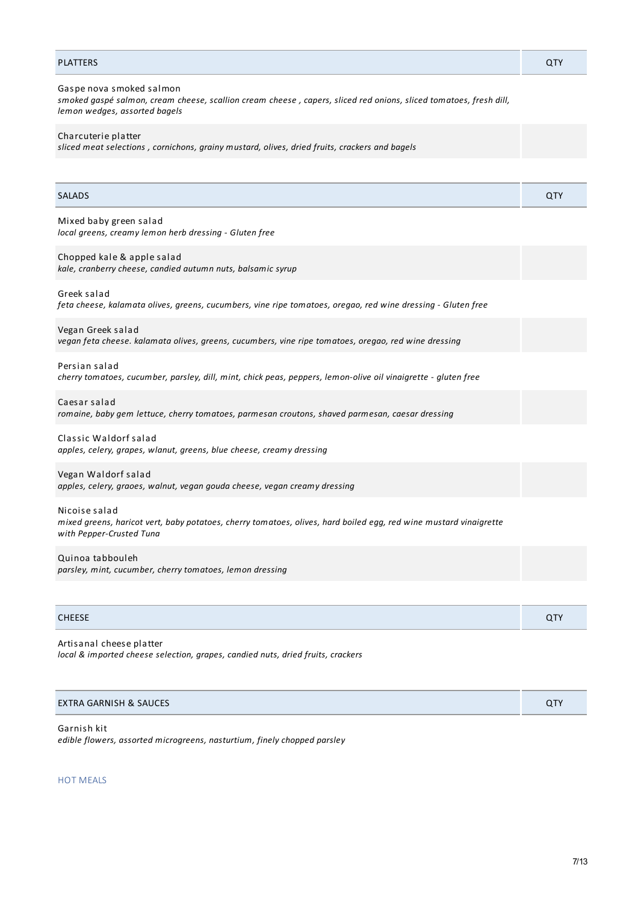| PLATTERS | QTY |
|---|---|
| Gaspe nova smoked salmon<br>*smoked gaspé salmon, cream cheese, scallion cream cheese , capers, sliced red onions, sliced tomatoes, fresh dill, lemon wedges, assorted bagels* | |
| Charcuterie platter<br>*sliced meat selections , cornichons, grainy mustard, olives, dried fruits, crackers and bagels* | |

| SALADS | QTY |
|---|---|
| Mixed baby green salad<br>*local greens, creamy lemon herb dressing - Gluten free* | |
| Chopped kale & apple salad<br>*kale, cranberry cheese, candied autumn nuts, balsamic syrup* | |
| Greek salad<br>*feta cheese, kalamata olives, greens, cucumbers, vine ripe tomatoes, oregao, red wine dressing - Gluten free* | |
| Vegan Greek salad<br>*vegan feta cheese. kalamata olives, greens, cucumbers, vine ripe tomatoes, oregao, red wine dressing* | |
| Persian salad<br>*cherry tomatoes, cucumber, parsley, dill, mint, chick peas, peppers, lemon-olive oil vinaigrette - gluten free* | |
| Caesar salad<br>*romaine, baby gem lettuce, cherry tomatoes, parmesan croutons, shaved parmesan, caesar dressing* | |
| Classic Waldorf salad<br>*apples, celery, grapes, wlanut, greens, blue cheese, creamy dressing* | |
| Vegan Waldorf salad<br>*apples, celery, graoes, walnut, vegan gouda cheese, vegan creamy dressing* | |
| Nicoise salad<br>*mixed greens, haricot vert, baby potatoes, cherry tomatoes, olives, hard boiled egg, red wine mustard vinaigrette with Pepper-Crusted Tuna* | |
| Quinoa tabbouleh<br>*parsley, mint, cucumber, cherry tomatoes, lemon dressing* | |

| CHEESE | QTY |
|---|---|
| Artisanal cheese platter<br>*local & imported cheese selection, grapes, candied nuts, dried fruits, crackers* | |

| EXTRA GARNISH & SAUCES | QTY |
|---|---|
| Garnish kit<br>*edible flowers, assorted microgreens, nasturtium, finely chopped parsley* | |

HOT MEALS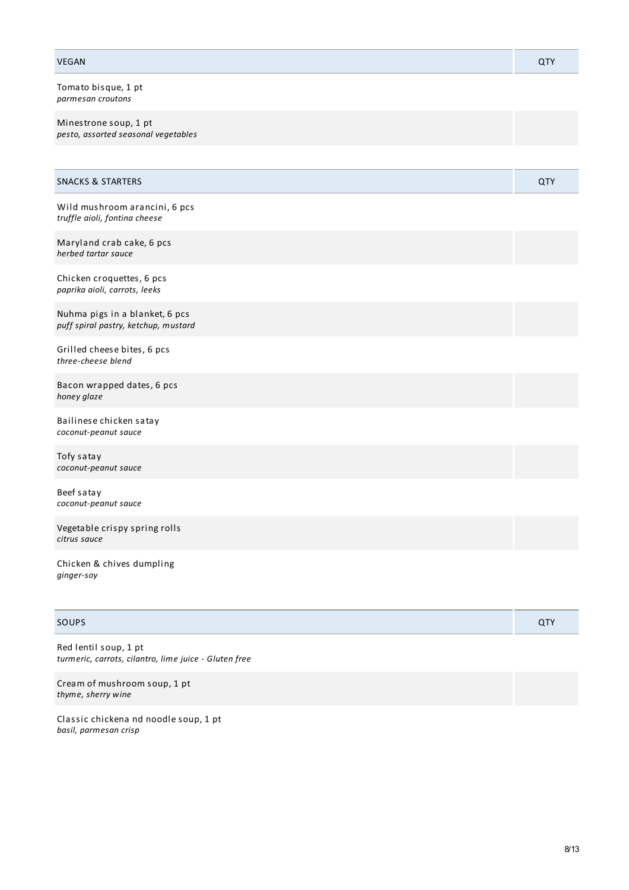| VEGAN | QTY |
| --- | --- |
| Tomato bisque, 1 pt<br>*parmesan croutons* | |
| Minestrone soup, 1 pt<br>*pesto, assorted seasonal vegetables* | |

| SNACKS & STARTERS | QTY |
| --- | --- |
| Wild mushroom arancini, 6 pcs<br>*truffle aioli, fontina cheese* | |
| Maryland crab cake, 6 pcs<br>*herbed tartar sauce* | |
| Chicken croquettes, 6 pcs<br>*paprika aioli, carrots, leeks* | |
| Nuhma pigs in a blanket, 6 pcs<br>*puff spiral pastry, ketchup, mustard* | |
| Grilled cheese bites, 6 pcs<br>*three-cheese blend* | |
| Bacon wrapped dates, 6 pcs<br>*honey glaze* | |
| Bailinese chicken satay<br>*coconut-peanut sauce* | |
| Tofy satay<br>*coconut-peanut sauce* | |
| Beef satay<br>*coconut-peanut sauce* | |
| Vegetable crispy spring rolls<br>*citrus sauce* | |
| Chicken & chives dumpling<br>*ginger-soy* | |

| SOUPS | QTY |
| --- | --- |
| Red lentil soup, 1 pt<br>*turmeric, carrots, cilantro, lime juice - Gluten free* | |
| Cream of mushroom soup, 1 pt<br>*thyme, sherry wine* | |
| Classic chickena nd noodle soup, 1 pt<br>*basil, parmesan crisp* | |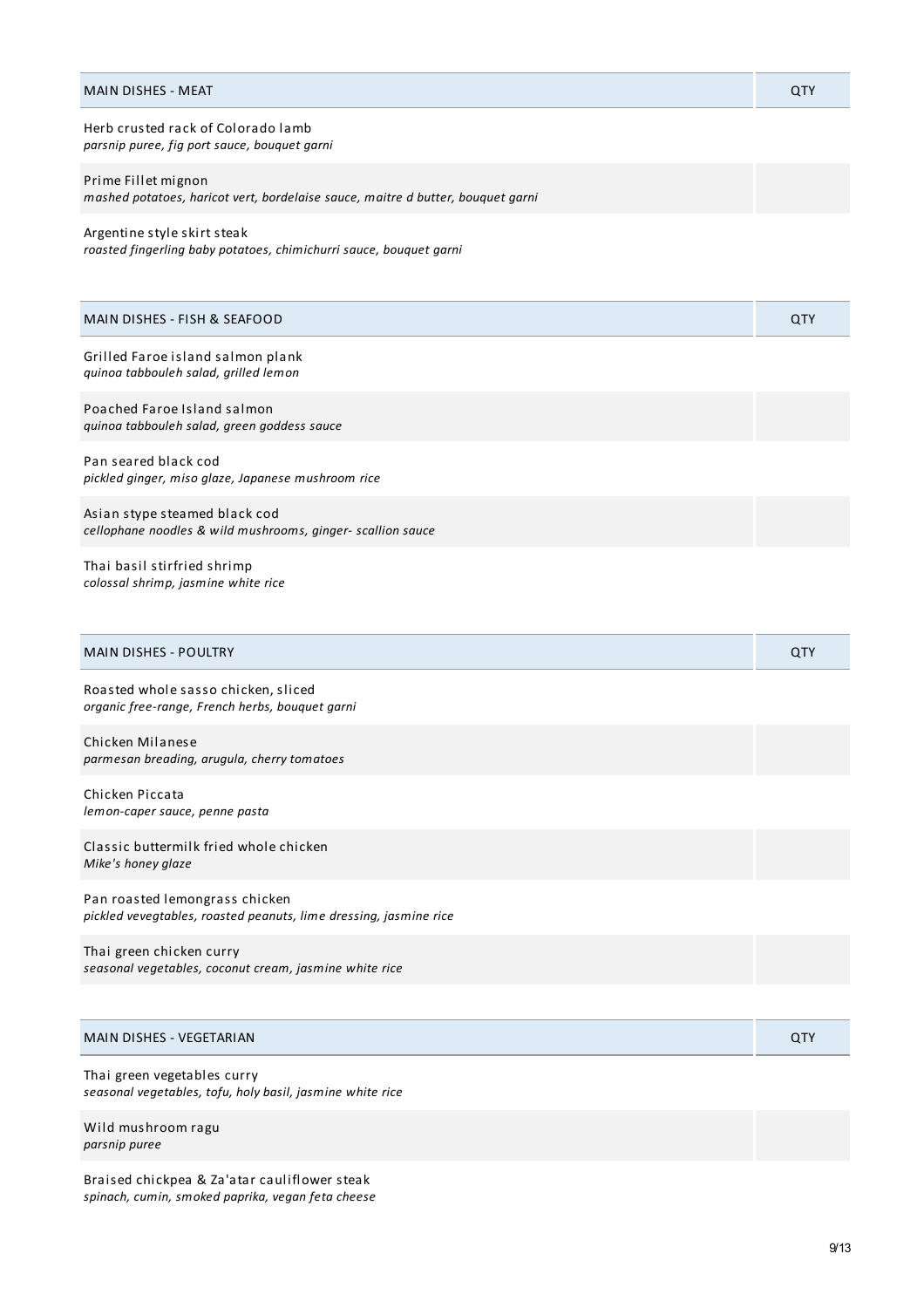| MAIN DISHES - MEAT | QTY |
| --- | --- |
| Herb crusted rack of Colorado lamb<br>*parsnip puree, fig port sauce, bouquet garni* | |
| Prime Fillet mignon<br>*mashed potatoes, haricot vert, bordelaise sauce, maitre d butter, bouquet garni* | |
| Argentine style skirt steak<br>*roasted fingerling baby potatoes, chimichurri sauce, bouquet garni* | |

| MAIN DISHES - FISH & SEAFOOD | QTY |
| --- | --- |
| Grilled Faroe island salmon plank<br>*quinoa tabbouleh salad, grilled lemon* | |
| Poached Faroe Island salmon<br>*quinoa tabbouleh salad, green goddess sauce* | |
| Pan seared black cod<br>*pickled ginger, miso glaze, Japanese mushroom rice* | |
| Asian stype steamed black cod<br>*cellophane noodles & wild mushrooms, ginger- scallion sauce* | |
| Thai basil stirfried shrimp<br>*colossal shrimp, jasmine white rice* | |

| MAIN DISHES - POULTRY | QTY |
| --- | --- |
| Roasted whole sasso chicken, sliced<br>*organic free-range, French herbs, bouquet garni* | |
| Chicken Milanese<br>*parmesan breading, arugula, cherry tomatoes* | |
| Chicken Piccata<br>*lemon-caper sauce, penne pasta* | |
| Classic buttermilk fried whole chicken<br>*Mike's honey glaze* | |
| Pan roasted lemongrass chicken<br>*pickled vevegtables, roasted peanuts, lime dressing, jasmine rice* | |
| Thai green chicken curry<br>*seasonal vegetables, coconut cream, jasmine white rice* | |

| MAIN DISHES - VEGETARIAN | QTY |
| --- | --- |
| Thai green vegetables curry<br>*seasonal vegetables, tofu, holy basil, jasmine white rice* | |
| Wild mushroom ragu<br>*parsnip puree* | |
| Braised chickpea & Za'atar cauliflower steak<br>*spinach, cumin, smoked paprika, vegan feta cheese* | |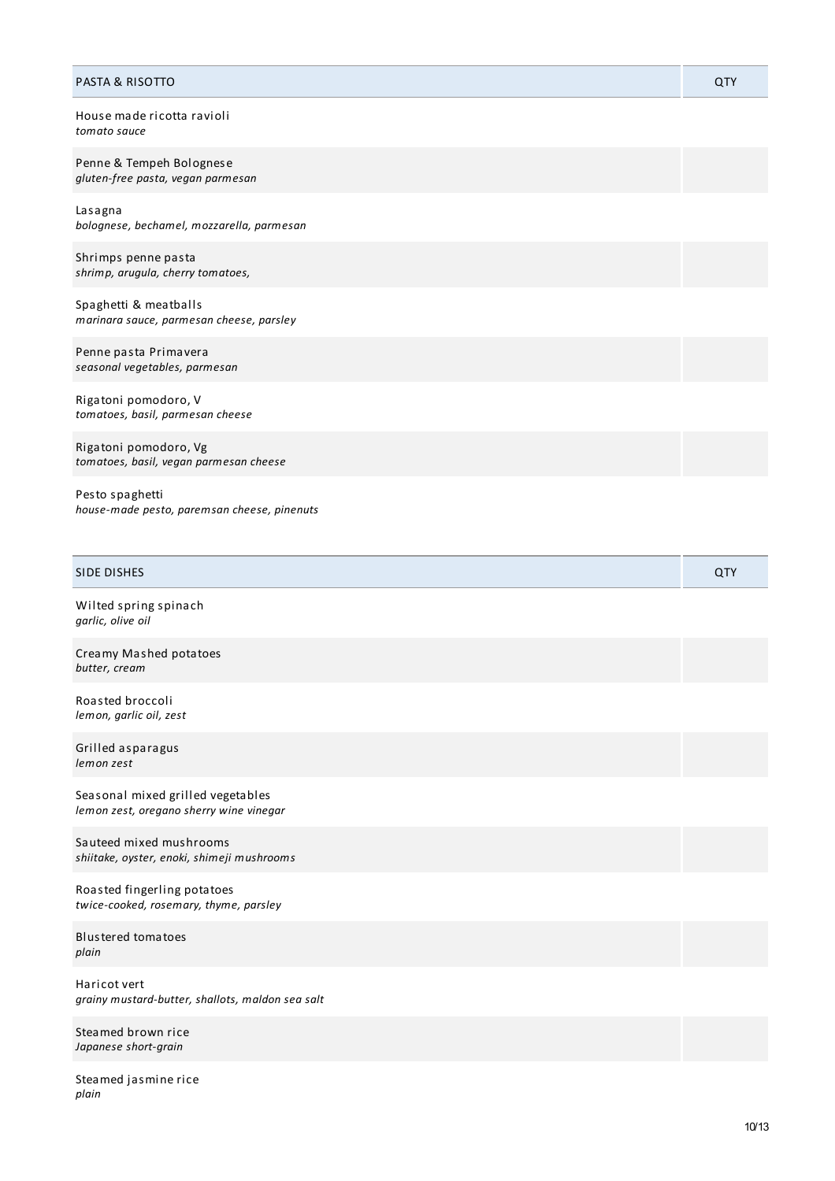| PASTA & RISOTTO | QTY |
|---|---|
| House made ricotta ravioli<br>*tomato sauce* | |
| Penne & Tempeh Bolognese<br>*gluten-free pasta, vegan parmesan* | |
| Lasagna<br>*bolognese, bechamel, mozzarella, parmesan* | |
| Shrimps penne pasta<br>*shrimp, arugula, cherry tomatoes,* | |
| Spaghetti & meatballs<br>*marinara sauce, parmesan cheese, parsley* | |
| Penne pasta Primavera<br>*seasonal vegetables, parmesan* | |
| Rigatoni pomodoro, V<br>*tomatoes, basil, parmesan cheese* | |
| Rigatoni pomodoro, Vg<br>*tomatoes, basil, vegan parmesan cheese* | |
| Pesto spaghetti<br>*house-made pesto, paremsan cheese, pinenuts* | |

| SIDE DISHES | QTY |
|---|---|
| Wilted spring spinach<br>*garlic, olive oil* | |
| Creamy Mashed potatoes<br>*butter, cream* | |
| Roasted broccoli<br>*lemon, garlic oil, zest* | |
| Grilled asparagus<br>*lemon zest* | |
| Seasonal mixed grilled vegetables<br>*lemon zest, oregano sherry wine vinegar* | |
| Sauteed mixed mushrooms<br>*shiitake, oyster, enoki, shimeji mushrooms* | |
| Roasted fingerling potatoes<br>*twice-cooked, rosemary, thyme, parsley* | |
| Blustered tomatoes<br>*plain* | |
| Haricot vert<br>*grainy mustard-butter, shallots, maldon sea salt* | |
| Steamed brown rice<br>*Japanese short-grain* | |
| Steamed jasmine rice<br>*plain* | |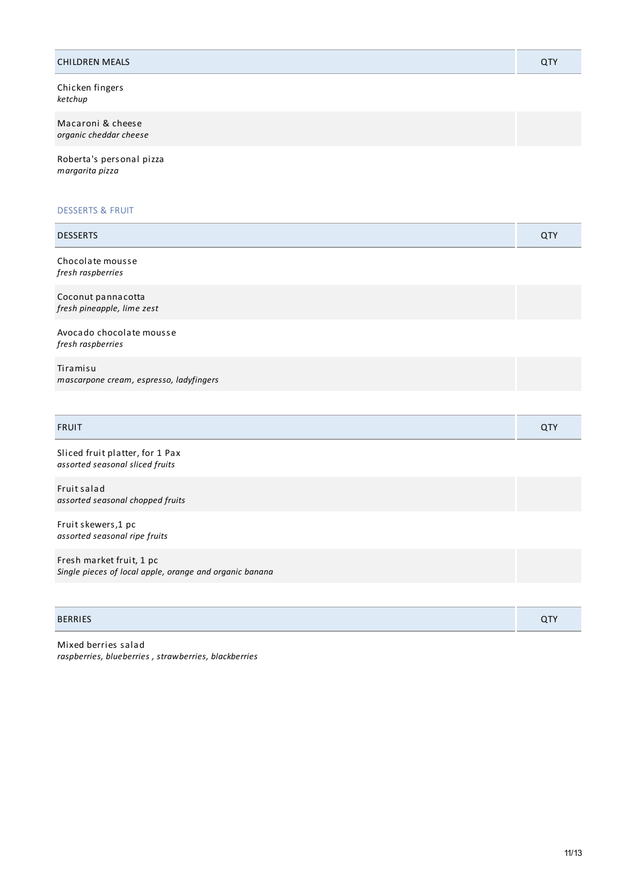| CHILDREN MEALS | QTY |
| --- | --- |
| Chicken fingers<br>*ketchup* | |
| Macaroni & cheese<br>*organic cheddar cheese* | |
| Roberta's personal pizza<br>*margarita pizza* | |

## DESSERTS & FRUIT

| DESSERTS | QTY |
| --- | --- |
| Chocolate mousse<br>*fresh raspberries* | |
| Coconut pannacotta<br>*fresh pineapple, lime zest* | |
| Avocado chocolate mousse<br>*fresh raspberries* | |
| Tiramisu<br>*mascarpone cream, espresso, ladyfingers* | |

| FRUIT | QTY |
| --- | --- |
| Sliced fruit platter, for 1 Pax<br>*assorted seasonal sliced fruits* | |
| Fruit salad<br>*assorted seasonal chopped fruits* | |
| Fruit skewers,1 pc<br>*assorted seasonal ripe fruits* | |
| Fresh market fruit, 1 pc<br>*Single pieces of local apple, orange and organic banana* | |

| BERRIES | QTY |
| --- | --- |
| Mixed berries salad<br>*raspberries, blueberries , strawberries, blackberries* | |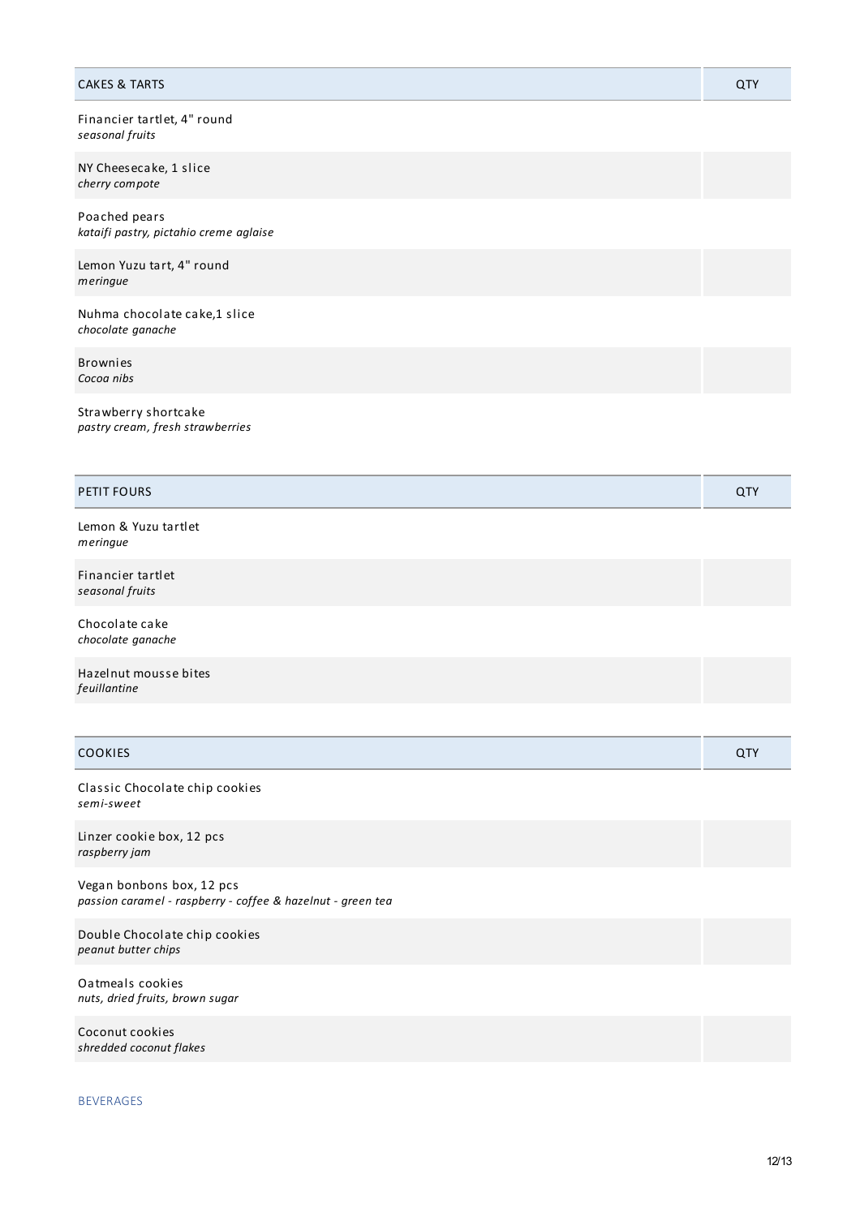| CAKES & TARTS | QTY |
|---|---|
| Financier tartlet, 4" round<br>*seasonal fruits* | |
| NY Cheesecake, 1 slice<br>*cherry compote* | |
| Poached pears<br>*kataifi pastry, pictahio creme aglaise* | |
| Lemon Yuzu tart, 4" round<br>*meringue* | |
| Nuhma chocolate cake,1 slice<br>*chocolate ganache* | |
| Brownies<br>*Cocoa nibs* | |
| Strawberry shortcake<br>*pastry cream, fresh strawberries* | |

| PETIT FOURS | QTY |
|---|---|
| Lemon & Yuzu tartlet<br>*meringue* | |
| Financier tartlet<br>*seasonal fruits* | |
| Chocolate cake<br>*chocolate ganache* | |
| Hazelnut mousse bites<br>*feuillantine* | |

| COOKIES | QTY |
|---|---|
| Classic Chocolate chip cookies<br>*semi-sweet* | |
| Linzer cookie box, 12 pcs<br>*raspberry jam* | |
| Vegan bonbons box, 12 pcs<br>*passion caramel - raspberry - coffee & hazelnut - green tea* | |
| Double Chocolate chip cookies<br>*peanut butter chips* | |
| Oatmeals cookies<br>*nuts, dried fruits, brown sugar* | |
| Coconut cookies<br>*shredded coconut flakes* | |

BEVERAGES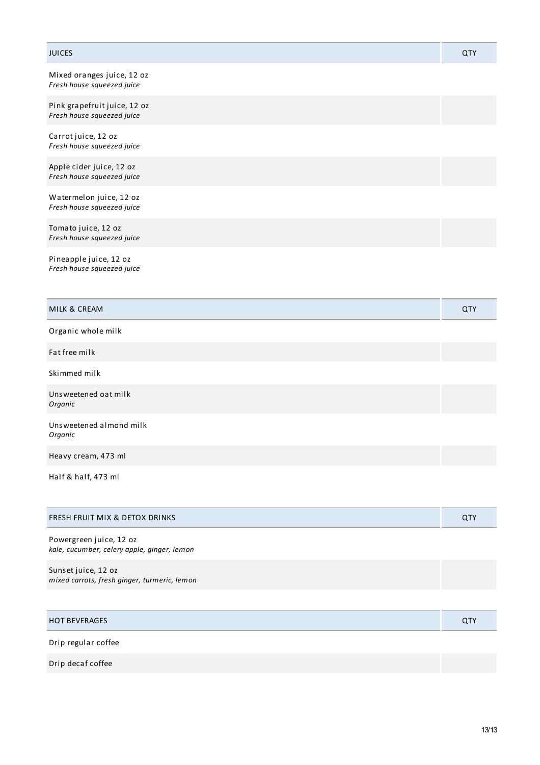| JUICES | QTY |
| --- | --- |
| Mixed oranges juice, 12 oz<br>*Fresh house squeezed juice* | |
| Pink grapefruit juice, 12 oz<br>*Fresh house squeezed juice* | |
| Carrot juice, 12 oz<br>*Fresh house squeezed juice* | |
| Apple cider juice, 12 oz<br>*Fresh house squeezed juice* | |
| Watermelon juice, 12 oz<br>*Fresh house squeezed juice* | |
| Tomato juice, 12 oz<br>*Fresh house squeezed juice* | |
| Pineapple juice, 12 oz<br>*Fresh house squeezed juice* | |

| MILK & CREAM | QTY |
| --- | --- |
| Organic whole milk | |
| Fat free milk | |
| Skimmed milk | |
| Unsweetened oat milk<br>*Organic* | |
| Unsweetened almond milk<br>*Organic* | |
| Heavy cream, 473 ml | |
| Half & half, 473 ml | |

| FRESH FRUIT MIX & DETOX DRINKS | QTY |
| --- | --- |
| Powergreen juice, 12 oz<br>*kale, cucumber, celery apple, ginger, lemon* | |
| Sunset juice, 12 oz<br>*mixed carrots, fresh ginger, turmeric, lemon* | |

| HOT BEVERAGES | QTY |
| --- | --- |
| Drip regular coffee | |
| Drip decaf coffee | |